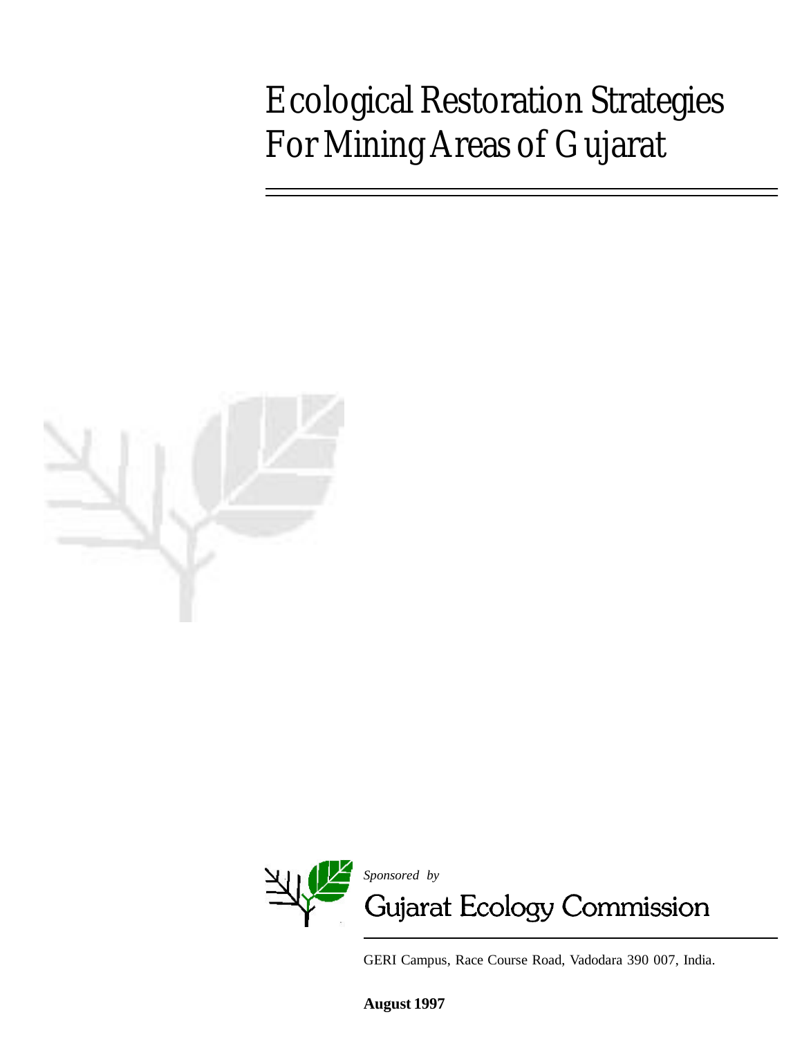# Ecological Restoration Strategies For Mining Areas of Gujarat

*Sponsored by*

Gujarat Ecology Commission

GERI Campus, Race Course Road, Vadodara 390 007, India.

**August 1997**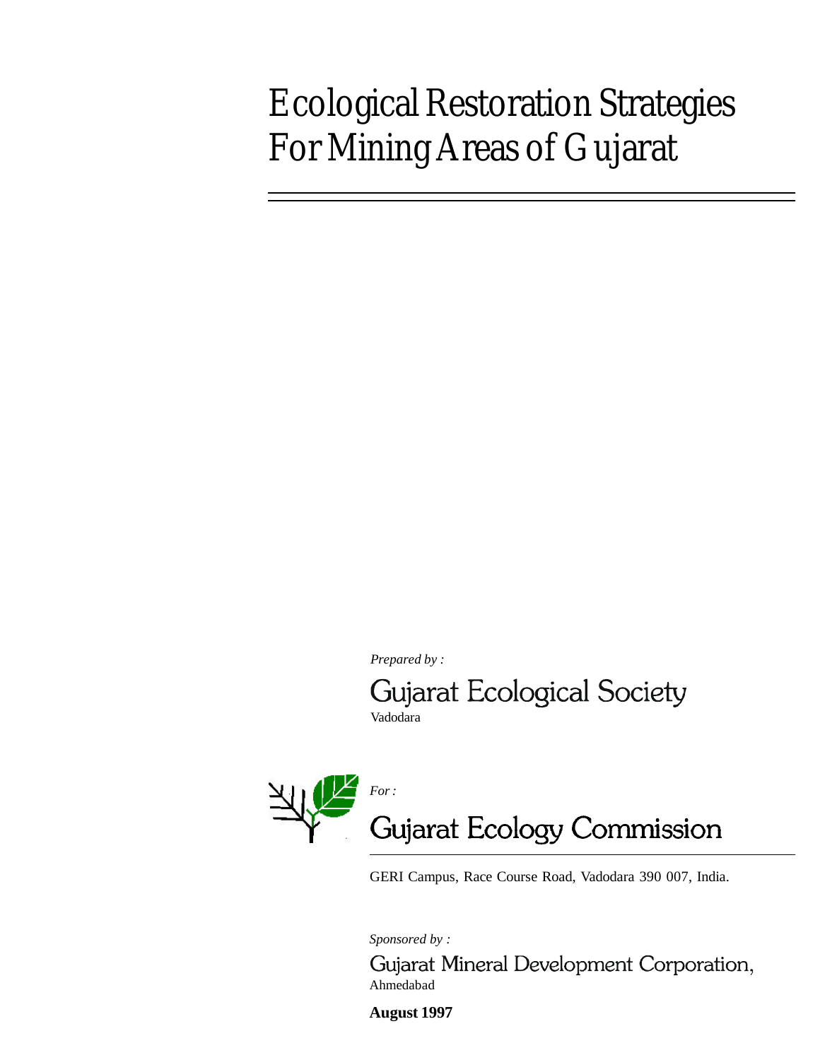# Ecological Restoration Strategies For Mining Areas of Gujarat

*Prepared by :*

Gujarat Ecological Society
Vadodara

*For :*

Gujarat Ecology Commission

GERI Campus, Race Course Road, Vadodara 390 007, India.

*Sponsored by :*

Gujarat Mineral Development Corporation,
Ahmedabad

**August 1997**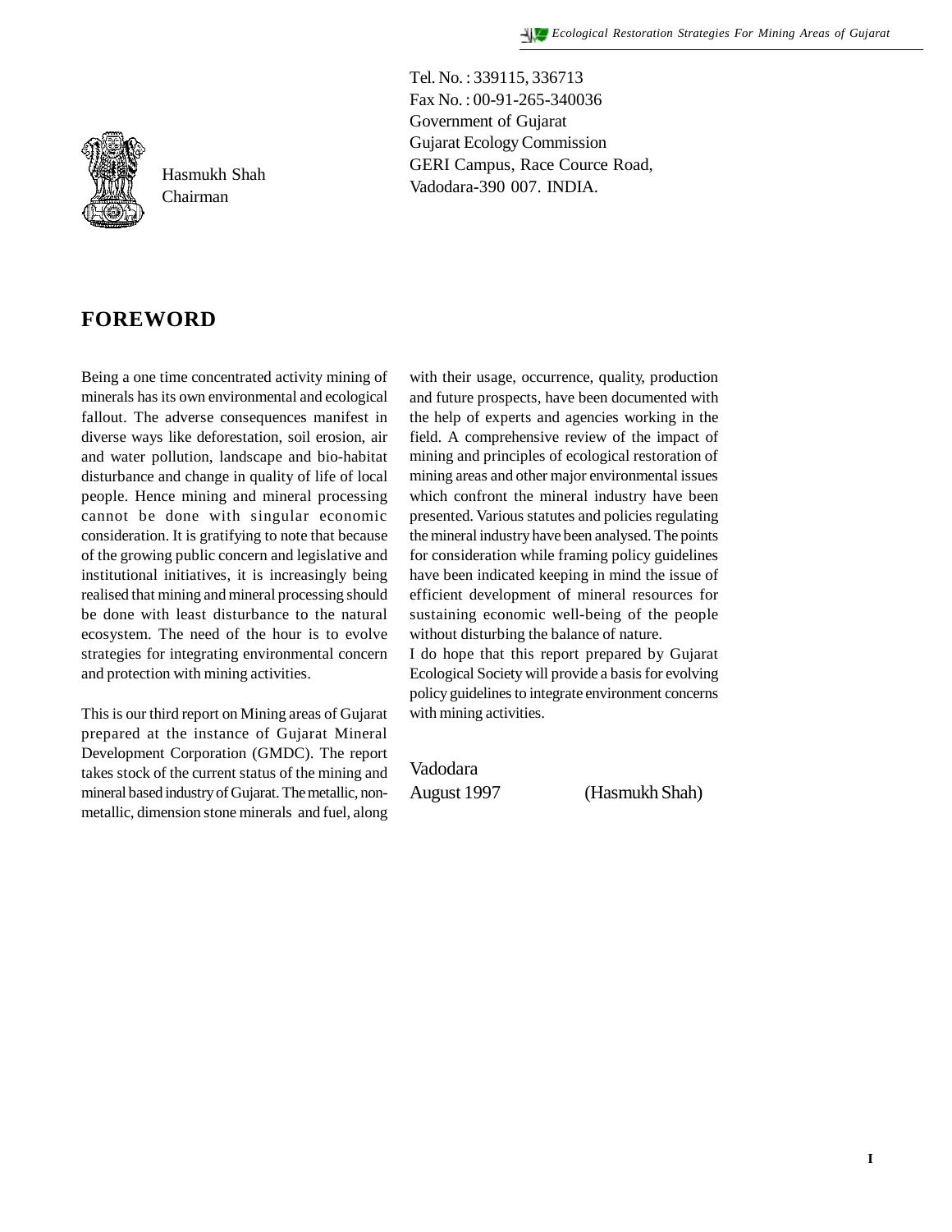Hasmukh Shah
Chairman

Tel. No. : 339115, 336713
Fax No. : 00-91-265-340036
Government of Gujarat
Gujarat Ecology Commission
GERI Campus, Race Cource Road,
Vadodara-390 007. INDIA.

## FOREWORD

Being a one time concentrated activity mining of minerals has its own environmental and ecological fallout. The adverse consequences manifest in diverse ways like deforestation, soil erosion, air and water pollution, landscape and bio-habitat disturbance and change in quality of life of local people. Hence mining and mineral processing cannot be done with singular economic consideration. It is gratifying to note that because of the growing public concern and legislative and institutional initiatives, it is increasingly being realised that mining and mineral processing should be done with least disturbance to the natural ecosystem. The need of the hour is to evolve strategies for integrating environmental concern and protection with mining activities.

This is our third report on Mining areas of Gujarat prepared at the instance of Gujarat Mineral Development Corporation (GMDC). The report takes stock of the current status of the mining and mineral based industry of Gujarat. The metallic, non-metallic, dimension stone minerals and fuel, along with their usage, occurrence, quality, production and future prospects, have been documented with the help of experts and agencies working in the field. A comprehensive review of the impact of mining and principles of ecological restoration of mining areas and other major environmental issues which confront the mineral industry have been presented. Various statutes and policies regulating the mineral industry have been analysed. The points for consideration while framing policy guidelines have been indicated keeping in mind the issue of efficient development of mineral resources for sustaining economic well-being of the people without disturbing the balance of nature.

I do hope that this report prepared by Gujarat Ecological Society will provide a basis for evolving policy guidelines to integrate environment concerns with mining activities.

Vadodara
August 1997 (Hasmukh Shah)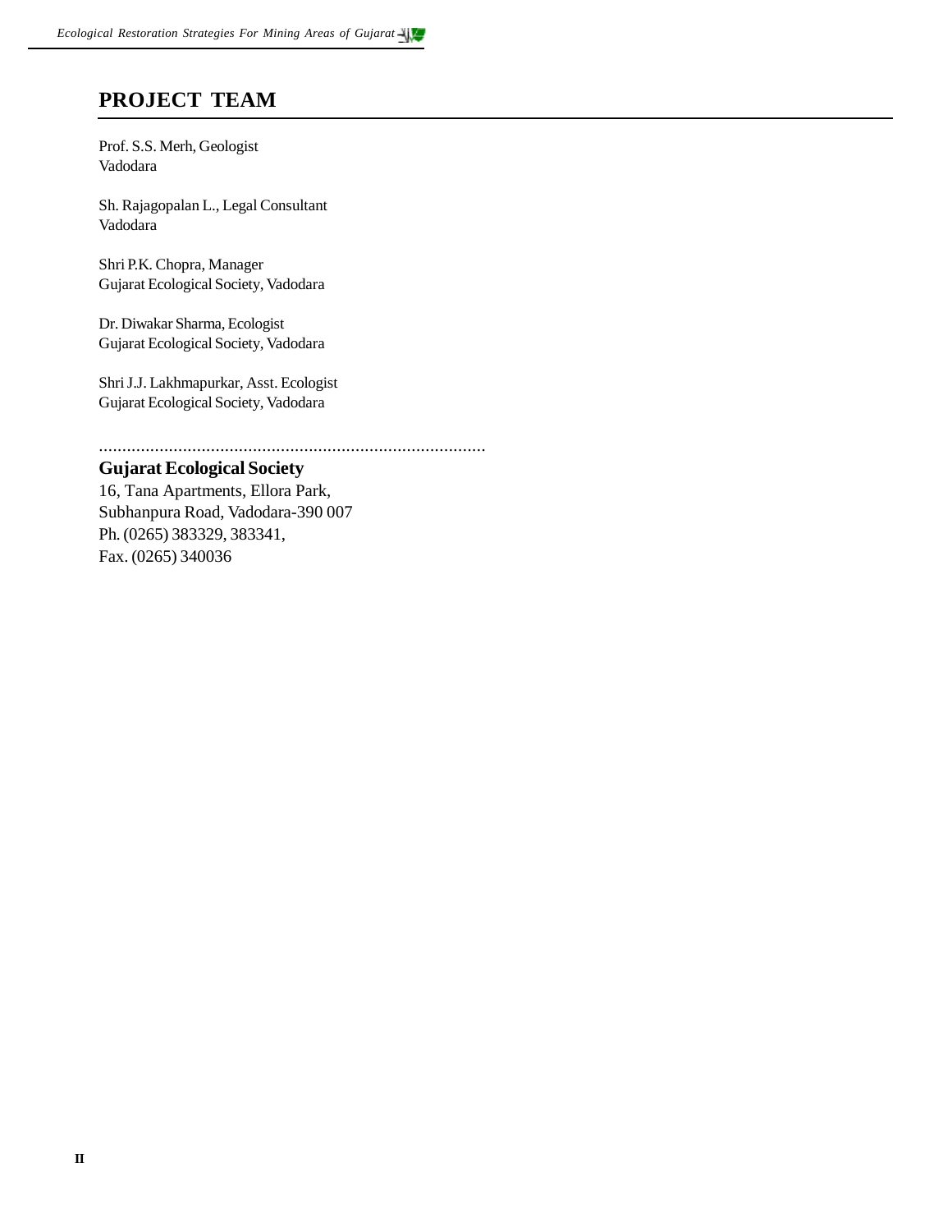## PROJECT TEAM

Prof. S.S. Merh, Geologist
Vadodara

Sh. Rajagopalan L., Legal Consultant
Vadodara

Shri P.K. Chopra, Manager
Gujarat Ecological Society, Vadodara

Dr. Diwakar Sharma, Ecologist
Gujarat Ecological Society, Vadodara

Shri J.J. Lakhmapurkar, Asst. Ecologist
Gujarat Ecological Society, Vadodara

.................................................................................

**Gujarat Ecological Society**
16, Tana Apartments, Ellora Park,
Subhanpura Road, Vadodara-390 007
Ph. (0265) 383329, 383341,
Fax. (0265) 340036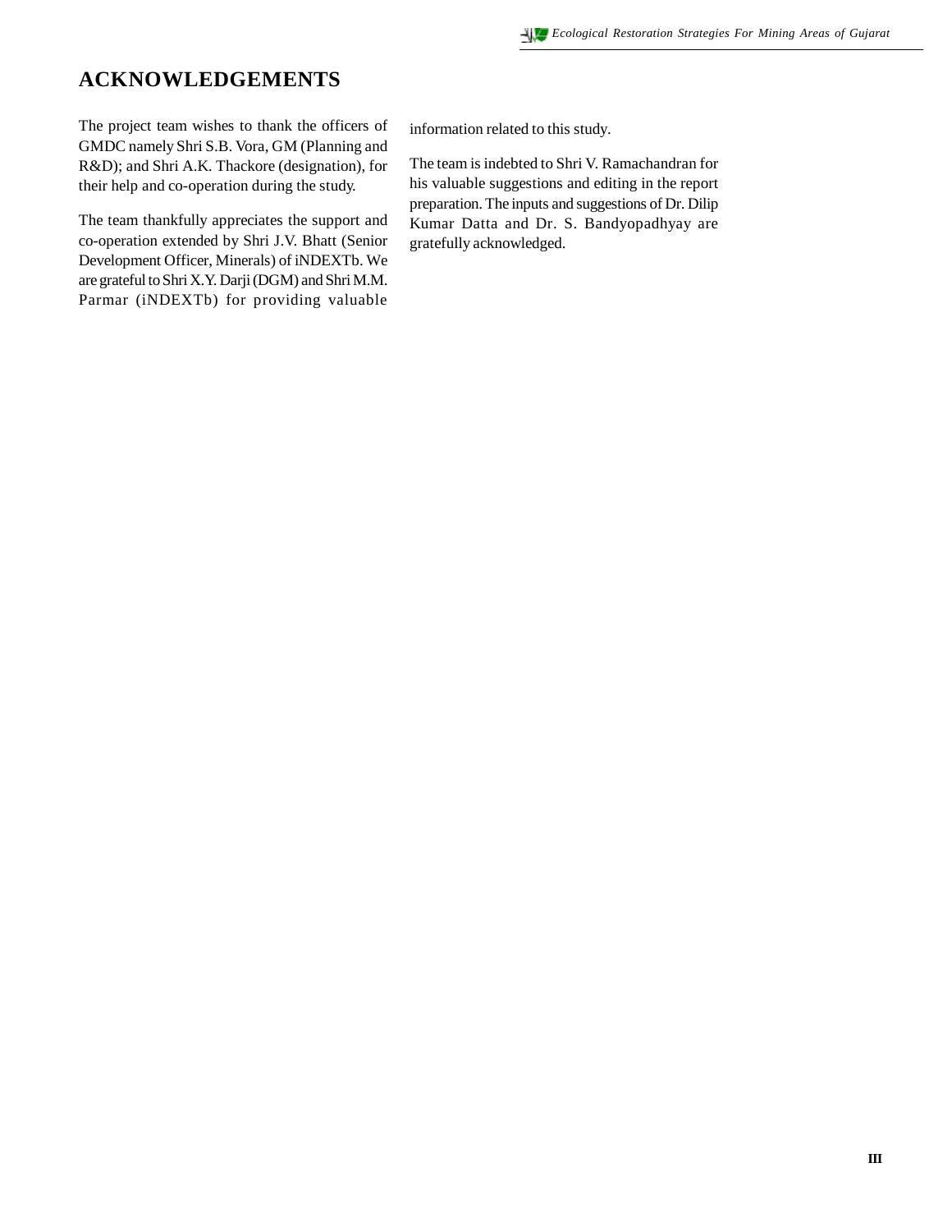# ACKNOWLEDGEMENTS

The project team wishes to thank the officers of GMDC namely Shri S.B. Vora, GM (Planning and R&D); and Shri A.K. Thackore (designation), for their help and co-operation during the study.

The team thankfully appreciates the support and co-operation extended by Shri J.V. Bhatt (Senior Development Officer, Minerals) of iNDEXTb. We are grateful to Shri X.Y. Darji (DGM) and Shri M.M. Parmar (iNDEXTb) for providing valuable information related to this study.

The team is indebted to Shri V. Ramachandran for his valuable suggestions and editing in the report preparation. The inputs and suggestions of Dr. Dilip Kumar Datta and Dr. S. Bandyopadhyay are gratefully acknowledged.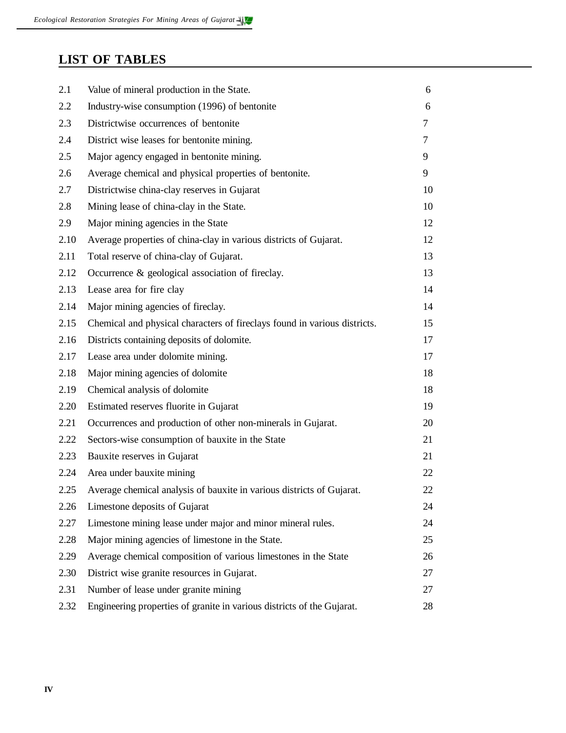## LIST OF TABLES

| | | |
|---|---|---|
| 2.1 | Value of mineral production in the State. | 6 |
| 2.2 | Industry-wise consumption (1996) of bentonite | 6 |
| 2.3 | Districtwise occurrences of bentonite | 7 |
| 2.4 | District wise leases for bentonite mining. | 7 |
| 2.5 | Major agency engaged in bentonite mining. | 9 |
| 2.6 | Average chemical and physical properties of bentonite. | 9 |
| 2.7 | Districtwise china-clay reserves in Gujarat | 10 |
| 2.8 | Mining lease of china-clay in the State. | 10 |
| 2.9 | Major mining agencies in the State | 12 |
| 2.10 | Average properties of china-clay in various districts of Gujarat. | 12 |
| 2.11 | Total reserve of china-clay of Gujarat. | 13 |
| 2.12 | Occurrence & geological association of fireclay. | 13 |
| 2.13 | Lease area for fire clay | 14 |
| 2.14 | Major mining agencies of fireclay. | 14 |
| 2.15 | Chemical and physical characters of fireclays found in various districts. | 15 |
| 2.16 | Districts containing deposits of dolomite. | 17 |
| 2.17 | Lease area under dolomite mining. | 17 |
| 2.18 | Major mining agencies of dolomite | 18 |
| 2.19 | Chemical analysis of dolomite | 18 |
| 2.20 | Estimated reserves fluorite in Gujarat | 19 |
| 2.21 | Occurrences and production of other non-minerals in Gujarat. | 20 |
| 2.22 | Sectors-wise consumption of bauxite in the State | 21 |
| 2.23 | Bauxite reserves in Gujarat | 21 |
| 2.24 | Area under bauxite mining | 22 |
| 2.25 | Average chemical analysis of bauxite in various districts of Gujarat. | 22 |
| 2.26 | Limestone deposits of Gujarat | 24 |
| 2.27 | Limestone mining lease under major and minor mineral rules. | 24 |
| 2.28 | Major mining agencies of limestone in the State. | 25 |
| 2.29 | Average chemical composition of various limestones in the State | 26 |
| 2.30 | District wise granite resources in Gujarat. | 27 |
| 2.31 | Number of lease under granite mining | 27 |
| 2.32 | Engineering properties of granite in various districts of the Gujarat. | 28 |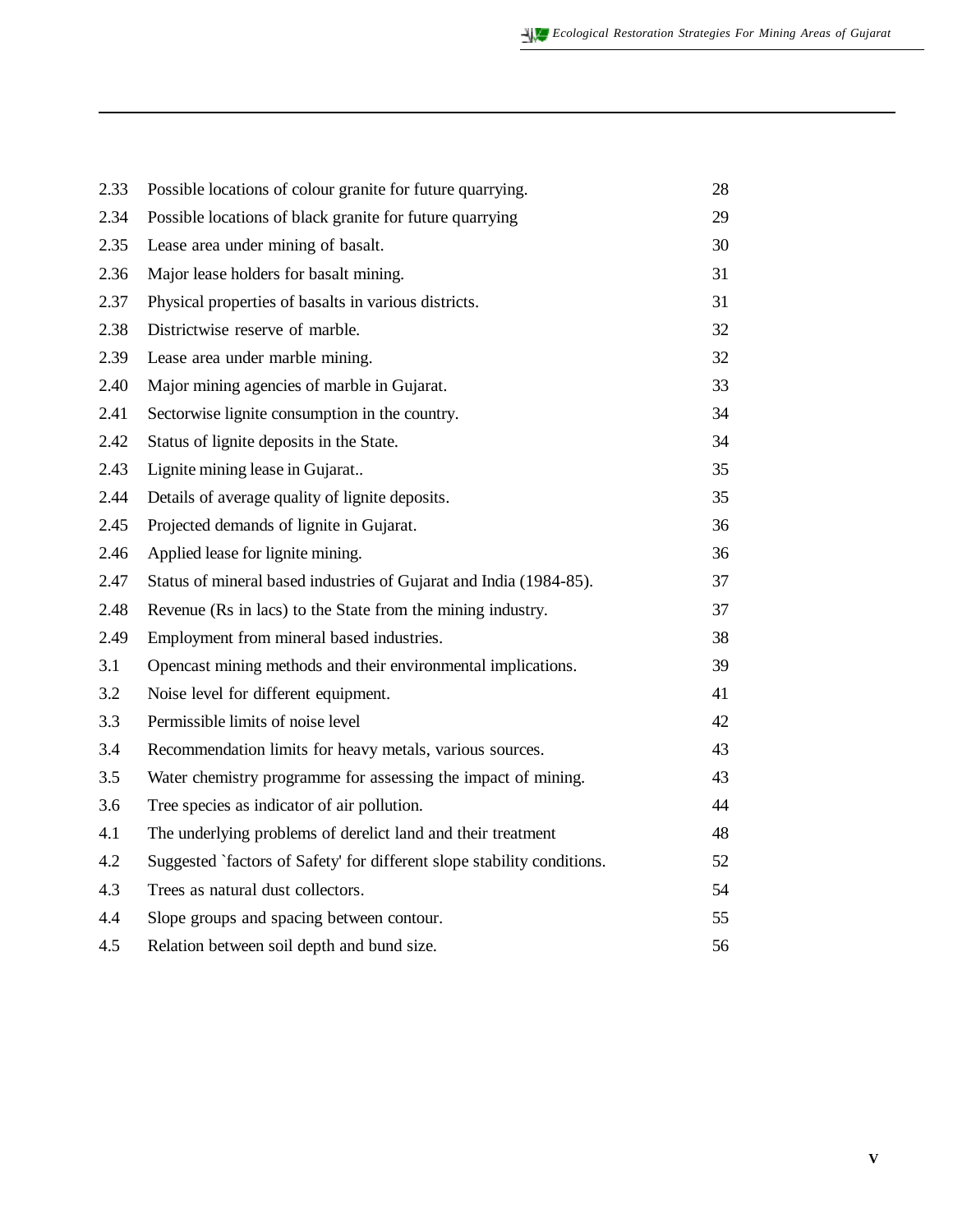| | | |
|---|---|---|
| 2.33 | Possible locations of colour granite for future quarrying. | 28 |
| 2.34 | Possible locations of black granite for future quarrying | 29 |
| 2.35 | Lease area under mining of basalt. | 30 |
| 2.36 | Major lease holders for basalt mining. | 31 |
| 2.37 | Physical properties of basalts in various districts. | 31 |
| 2.38 | Districtwise reserve of marble. | 32 |
| 2.39 | Lease area under marble mining. | 32 |
| 2.40 | Major mining agencies of marble in Gujarat. | 33 |
| 2.41 | Sectorwise lignite consumption in the country. | 34 |
| 2.42 | Status of lignite deposits in the State. | 34 |
| 2.43 | Lignite mining lease in Gujarat.. | 35 |
| 2.44 | Details of average quality of lignite deposits. | 35 |
| 2.45 | Projected demands of lignite in Gujarat. | 36 |
| 2.46 | Applied lease for lignite mining. | 36 |
| 2.47 | Status of mineral based industries of Gujarat and India (1984-85). | 37 |
| 2.48 | Revenue (Rs in lacs) to the State from the mining industry. | 37 |
| 2.49 | Employment from mineral based industries. | 38 |
| 3.1 | Opencast mining methods and their environmental implications. | 39 |
| 3.2 | Noise level for different equipment. | 41 |
| 3.3 | Permissible limits of noise level | 42 |
| 3.4 | Recommendation limits for heavy metals, various sources. | 43 |
| 3.5 | Water chemistry programme for assessing the impact of mining. | 43 |
| 3.6 | Tree species as indicator of air pollution. | 44 |
| 4.1 | The underlying problems of derelict land and their treatment | 48 |
| 4.2 | Suggested `factors of Safety' for different slope stability conditions. | 52 |
| 4.3 | Trees as natural dust collectors. | 54 |
| 4.4 | Slope groups and spacing between contour. | 55 |
| 4.5 | Relation between soil depth and bund size. | 56 |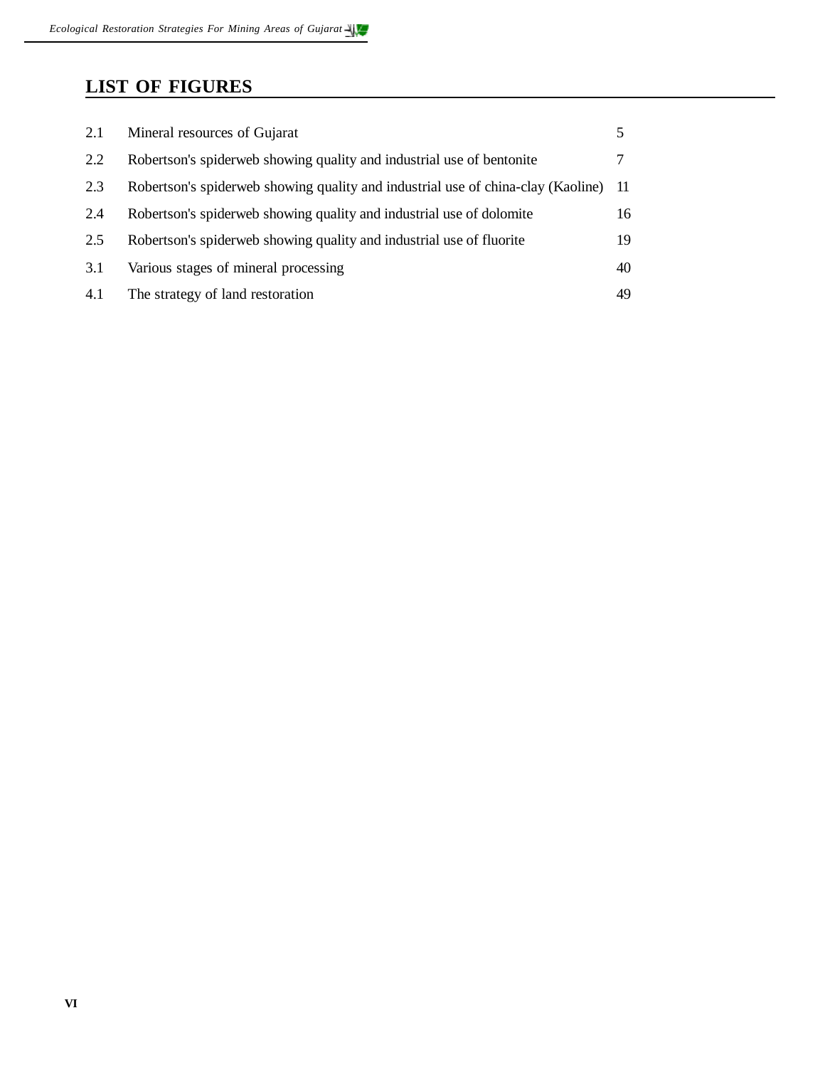## LIST OF FIGURES

| | | |
|---|---|---|
| 2.1 | Mineral resources of Gujarat | 5 |
| 2.2 | Robertson's spiderweb showing quality and industrial use of bentonite | 7 |
| 2.3 | Robertson's spiderweb showing quality and industrial use of china-clay (Kaoline) | 11 |
| 2.4 | Robertson's spiderweb showing quality and industrial use of dolomite | 16 |
| 2.5 | Robertson's spiderweb showing quality and industrial use of fluorite | 19 |
| 3.1 | Various stages of mineral processing | 40 |
| 4.1 | The strategy of land restoration | 49 |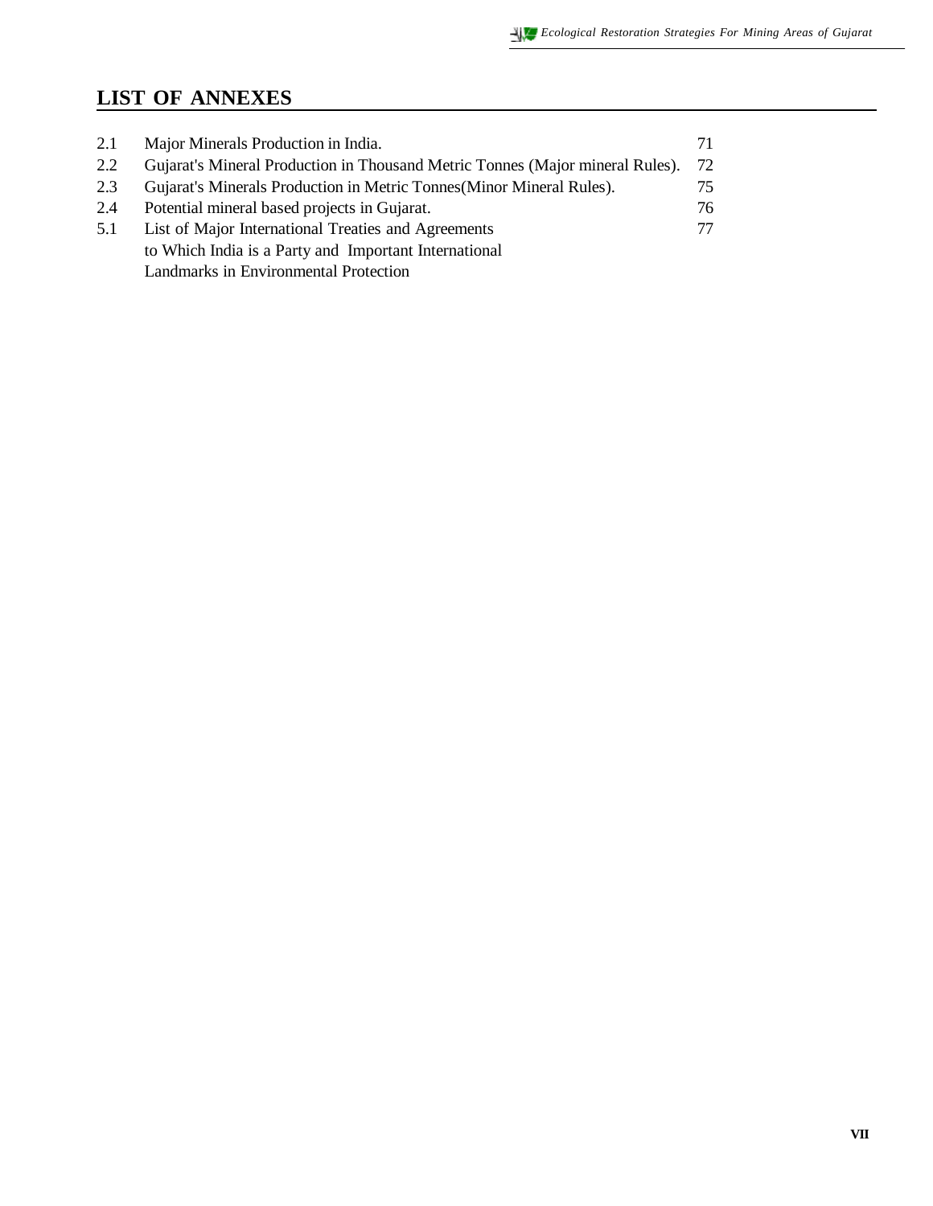# LIST OF ANNEXES

| | | |
|---|---|---|
| 2.1 | Major Minerals Production in India. | 71 |
| 2.2 | Gujarat's Mineral Production in Thousand Metric Tonnes (Major mineral Rules). | 72 |
| 2.3 | Gujarat's Minerals Production in Metric Tonnes(Minor Mineral Rules). | 75 |
| 2.4 | Potential mineral based projects in Gujarat. | 76 |
| 5.1 | List of Major International Treaties and Agreements to Which India is a Party and Important International Landmarks in Environmental Protection | 77 |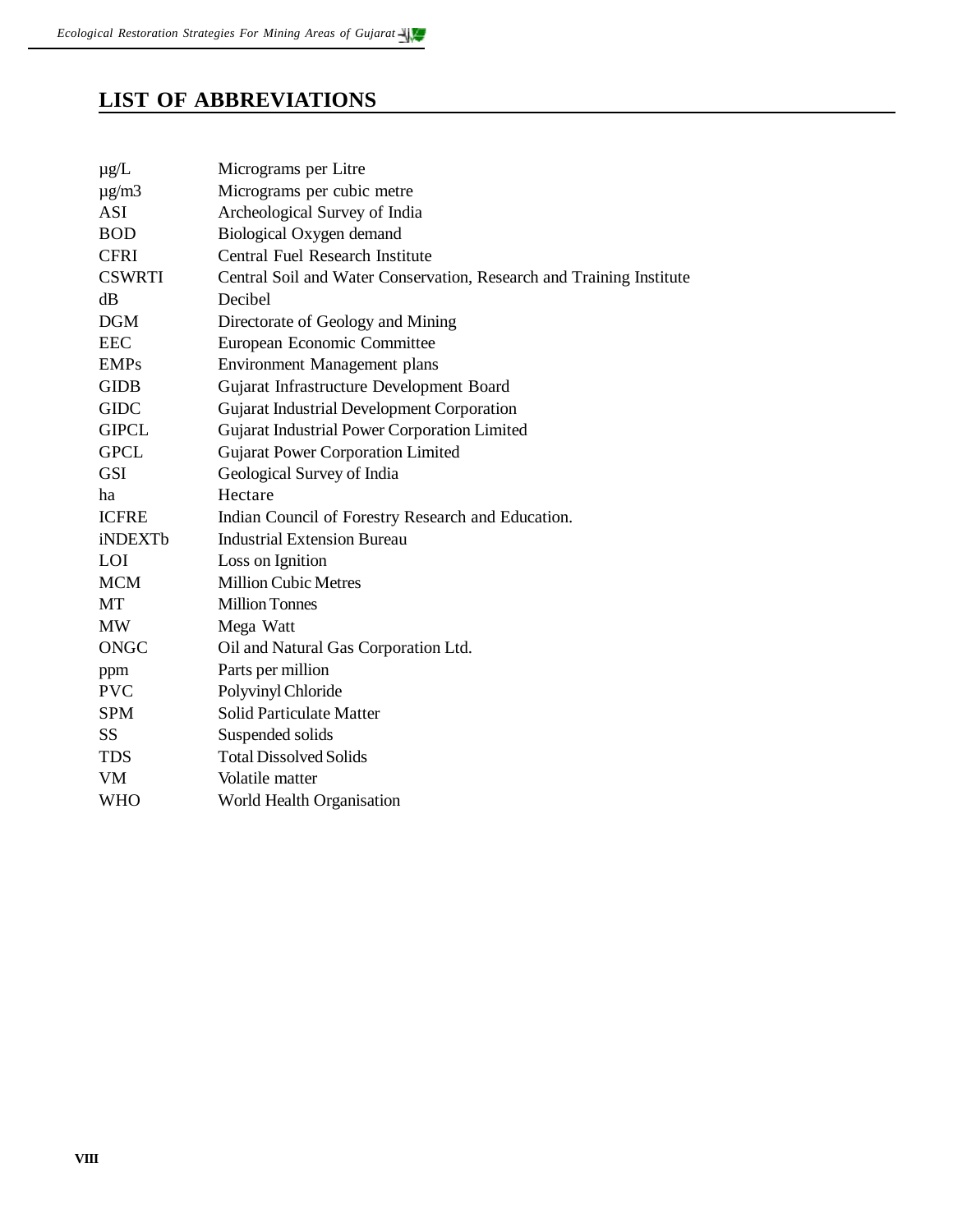## LIST OF ABBREVIATIONS

| | |
|---|---|
| µg/L | Micrograms per Litre |
| µg/m3 | Micrograms per cubic metre |
| ASI | Archeological Survey of India |
| BOD | Biological Oxygen demand |
| CFRI | Central Fuel Research Institute |
| CSWRTI | Central Soil and Water Conservation, Research and Training Institute |
| dB | Decibel |
| DGM | Directorate of Geology and Mining |
| EEC | European Economic Committee |
| EMPs | Environment Management plans |
| GIDB | Gujarat Infrastructure Development Board |
| GIDC | Gujarat Industrial Development Corporation |
| GIPCL | Gujarat Industrial Power Corporation Limited |
| GPCL | Gujarat Power Corporation Limited |
| GSI | Geological Survey of India |
| ha | Hectare |
| ICFRE | Indian Council of Forestry Research and Education. |
| iNDEXTb | Industrial Extension Bureau |
| LOI | Loss on Ignition |
| MCM | Million Cubic Metres |
| MT | Million Tonnes |
| MW | Mega Watt |
| ONGC | Oil and Natural Gas Corporation Ltd. |
| ppm | Parts per million |
| PVC | Polyvinyl Chloride |
| SPM | Solid Particulate Matter |
| SS | Suspended solids |
| TDS | Total Dissolved Solids |
| VM | Volatile matter |
| WHO | World Health Organisation |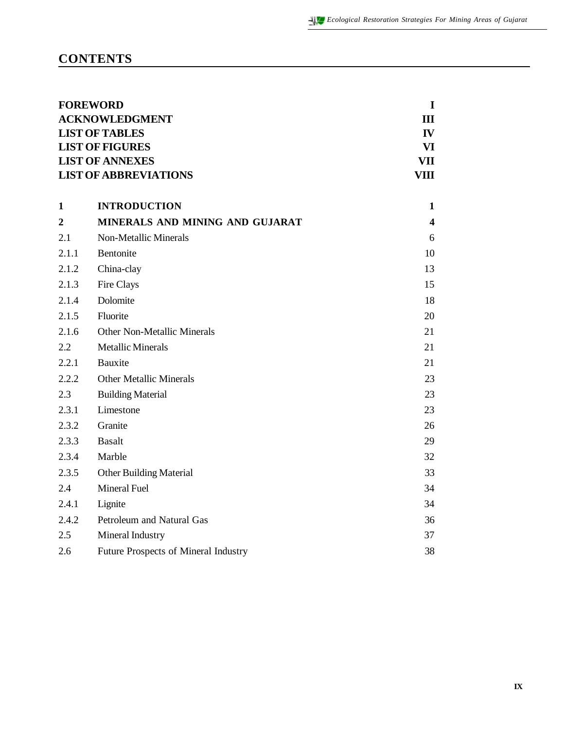# CONTENTS

| | | |
|---|---|---|
| **FOREWORD** | | **I** |
| **ACKNOWLEDGMENT** | | **III** |
| **LIST OF TABLES** | | **IV** |
| **LIST OF FIGURES** | | **VI** |
| **LIST OF ANNEXES** | | **VII** |
| **LIST OF ABBREVIATIONS** | | **VIII** |
| **1** | **INTRODUCTION** | **1** |
| **2** | **MINERALS AND MINING AND GUJARAT** | **4** |
| 2.1 | Non-Metallic Minerals | 6 |
| 2.1.1 | Bentonite | 10 |
| 2.1.2 | China-clay | 13 |
| 2.1.3 | Fire Clays | 15 |
| 2.1.4 | Dolomite | 18 |
| 2.1.5 | Fluorite | 20 |
| 2.1.6 | Other Non-Metallic Minerals | 21 |
| 2.2 | Metallic Minerals | 21 |
| 2.2.1 | Bauxite | 21 |
| 2.2.2 | Other Metallic Minerals | 23 |
| 2.3 | Building Material | 23 |
| 2.3.1 | Limestone | 23 |
| 2.3.2 | Granite | 26 |
| 2.3.3 | Basalt | 29 |
| 2.3.4 | Marble | 32 |
| 2.3.5 | Other Building Material | 33 |
| 2.4 | Mineral Fuel | 34 |
| 2.4.1 | Lignite | 34 |
| 2.4.2 | Petroleum and Natural Gas | 36 |
| 2.5 | Mineral Industry | 37 |
| 2.6 | Future Prospects of Mineral Industry | 38 |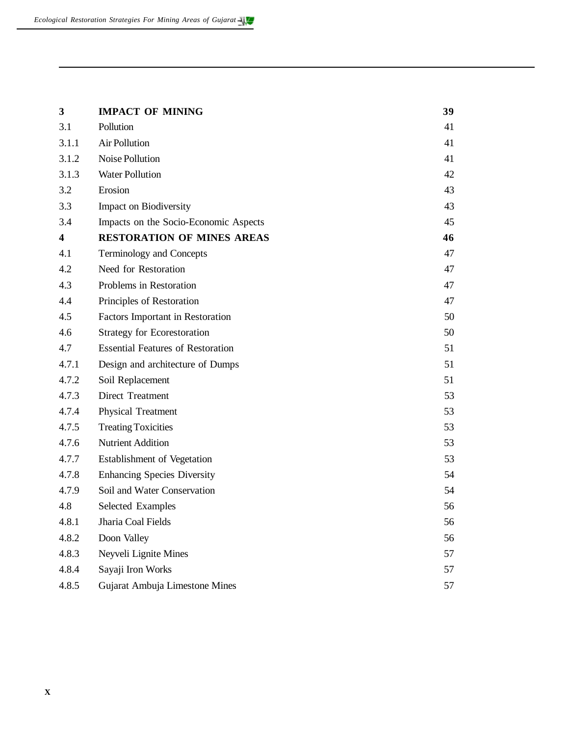| | | |
|---|---|---|
| **3** | **IMPACT OF MINING** | **39** |
| 3.1 | Pollution | 41 |
| 3.1.1 | Air Pollution | 41 |
| 3.1.2 | Noise Pollution | 41 |
| 3.1.3 | Water Pollution | 42 |
| 3.2 | Erosion | 43 |
| 3.3 | Impact on Biodiversity | 43 |
| 3.4 | Impacts on the Socio-Economic Aspects | 45 |
| **4** | **RESTORATION OF MINES AREAS** | **46** |
| 4.1 | Terminology and Concepts | 47 |
| 4.2 | Need for Restoration | 47 |
| 4.3 | Problems in Restoration | 47 |
| 4.4 | Principles of Restoration | 47 |
| 4.5 | Factors Important in Restoration | 50 |
| 4.6 | Strategy for Ecorestoration | 50 |
| 4.7 | Essential Features of Restoration | 51 |
| 4.7.1 | Design and architecture of Dumps | 51 |
| 4.7.2 | Soil Replacement | 51 |
| 4.7.3 | Direct Treatment | 53 |
| 4.7.4 | Physical Treatment | 53 |
| 4.7.5 | Treating Toxicities | 53 |
| 4.7.6 | Nutrient Addition | 53 |
| 4.7.7 | Establishment of Vegetation | 53 |
| 4.7.8 | Enhancing Species Diversity | 54 |
| 4.7.9 | Soil and Water Conservation | 54 |
| 4.8 | Selected Examples | 56 |
| 4.8.1 | Jharia Coal Fields | 56 |
| 4.8.2 | Doon Valley | 56 |
| 4.8.3 | Neyveli Lignite Mines | 57 |
| 4.8.4 | Sayaji Iron Works | 57 |
| 4.8.5 | Gujarat Ambuja Limestone Mines | 57 |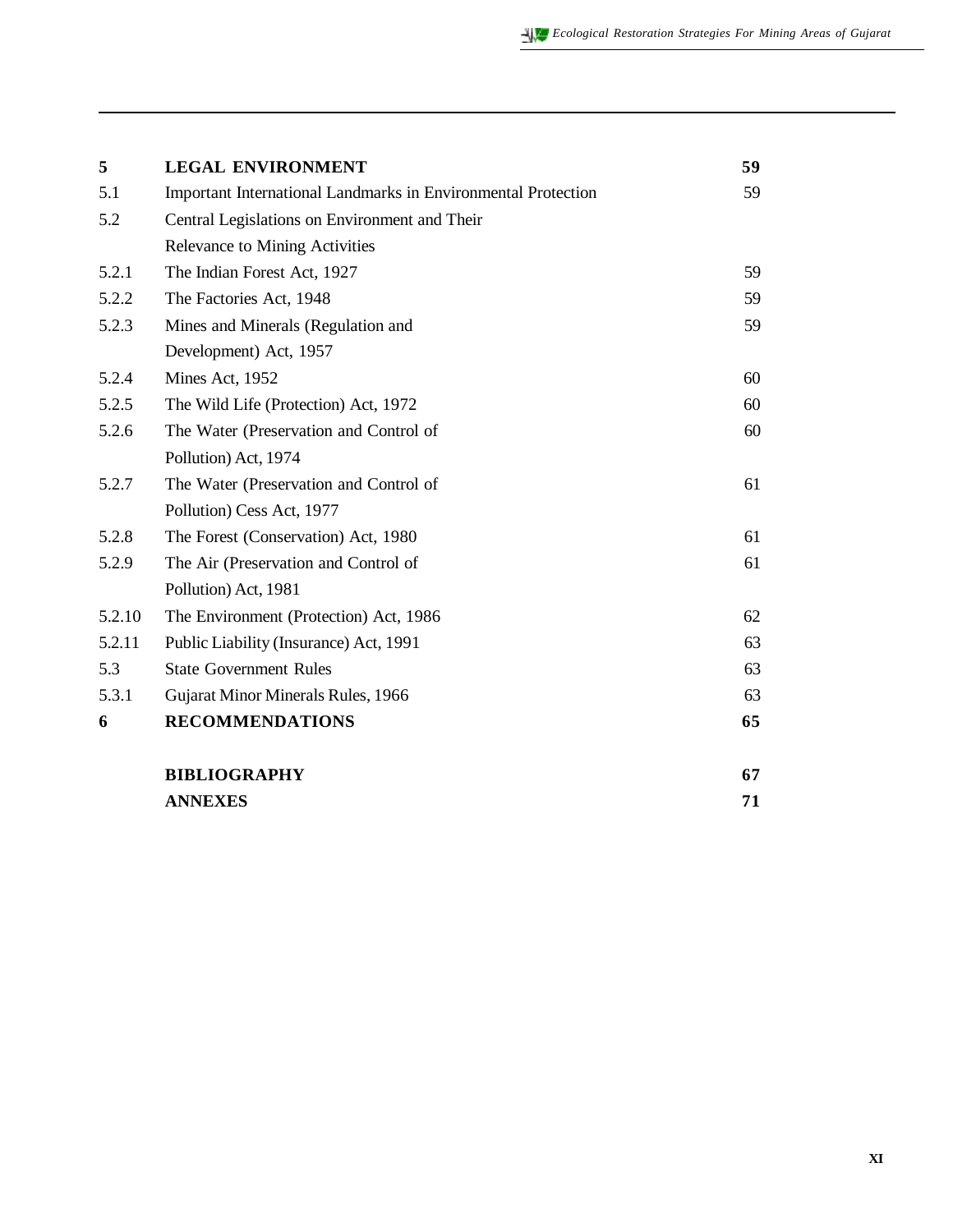| | | |
|---|---|---|
| **5** | **LEGAL ENVIRONMENT** | **59** |
| 5.1 | Important International Landmarks in Environmental Protection | 59 |
| 5.2 | Central Legislations on Environment and Their Relevance to Mining Activities | |
| 5.2.1 | The Indian Forest Act, 1927 | 59 |
| 5.2.2 | The Factories Act, 1948 | 59 |
| 5.2.3 | Mines and Minerals (Regulation and Development) Act, 1957 | 59 |
| 5.2.4 | Mines Act, 1952 | 60 |
| 5.2.5 | The Wild Life (Protection) Act, 1972 | 60 |
| 5.2.6 | The Water (Preservation and Control of Pollution) Act, 1974 | 60 |
| 5.2.7 | The Water (Preservation and Control of Pollution) Cess Act, 1977 | 61 |
| 5.2.8 | The Forest (Conservation) Act, 1980 | 61 |
| 5.2.9 | The Air (Preservation and Control of Pollution) Act, 1981 | 61 |
| 5.2.10 | The Environment (Protection) Act, 1986 | 62 |
| 5.2.11 | Public Liability (Insurance) Act, 1991 | 63 |
| 5.3 | State Government Rules | 63 |
| 5.3.1 | Gujarat Minor Minerals Rules, 1966 | 63 |
| **6** | **RECOMMENDATIONS** | **65** |
| | **BIBLIOGRAPHY** | **67** |
| | **ANNEXES** | **71** |